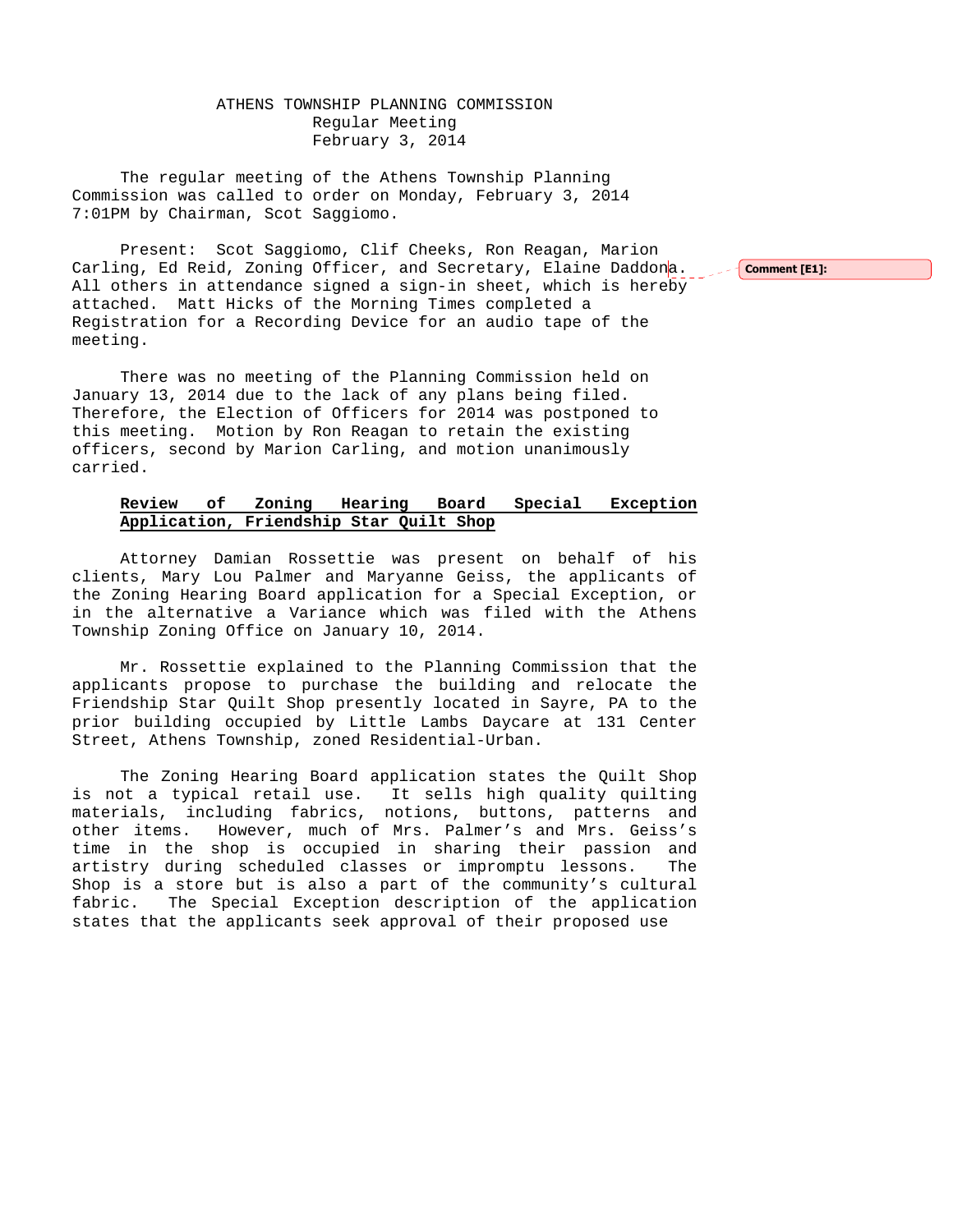# ATHENS TOWNSHIP PLANNING COMMISSION

Regular Meeting
February 3, 2014

The regular meeting of the Athens Township Planning Commission was called to order on Monday, February 3, 2014 7:01PM by Chairman, Scot Saggiomo.

Present: Scot Saggiomo, Clif Cheeks, Ron Reagan, Marion Carling, Ed Reid, Zoning Officer, and Secretary, Elaine Daddona. All others in attendance signed a sign-in sheet, which is hereby attached. Matt Hicks of the Morning Times completed a Registration for a Recording Device for an audio tape of the meeting.

Comment [E1]:

There was no meeting of the Planning Commission held on January 13, 2014 due to the lack of any plans being filed. Therefore, the Election of Officers for 2014 was postponed to this meeting. Motion by Ron Reagan to retain the existing officers, second by Marion Carling, and motion unanimously carried.

**Review of Zoning Hearing Board Special Exception Application, Friendship Star Quilt Shop**

Attorney Damian Rossettie was present on behalf of his clients, Mary Lou Palmer and Maryanne Geiss, the applicants of the Zoning Hearing Board application for a Special Exception, or in the alternative a Variance which was filed with the Athens Township Zoning Office on January 10, 2014.

Mr. Rossettie explained to the Planning Commission that the applicants propose to purchase the building and relocate the Friendship Star Quilt Shop presently located in Sayre, PA to the prior building occupied by Little Lambs Daycare at 131 Center Street, Athens Township, zoned Residential-Urban.

The Zoning Hearing Board application states the Quilt Shop is not a typical retail use. It sells high quality quilting materials, including fabrics, notions, buttons, patterns and other items. However, much of Mrs. Palmer's and Mrs. Geiss's time in the shop is occupied in sharing their passion and artistry during scheduled classes or impromptu lessons. The Shop is a store but is also a part of the community's cultural fabric. The Special Exception description of the application states that the applicants seek approval of their proposed use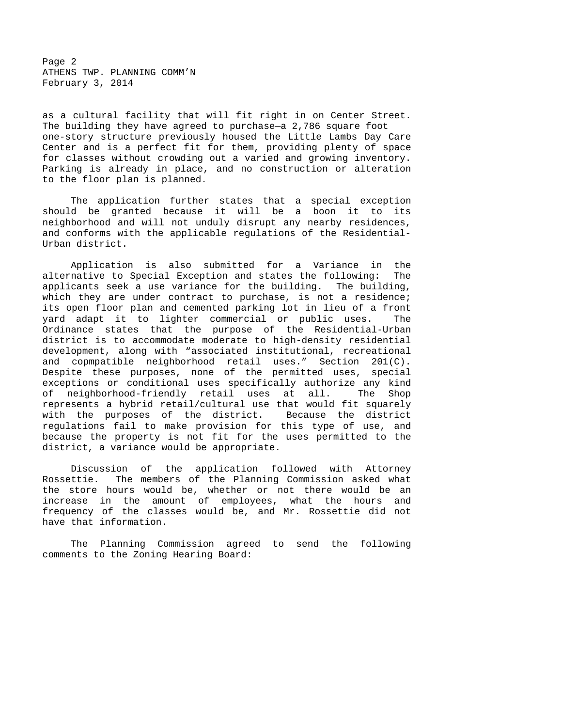as a cultural facility that will fit right in on Center Street. The building they have agreed to purchase—a 2,786 square foot one-story structure previously housed the Little Lambs Day Care Center and is a perfect fit for them, providing plenty of space for classes without crowding out a varied and growing inventory. Parking is already in place, and no construction or alteration to the floor plan is planned.

The application further states that a special exception should be granted because it will be a boon it to its neighborhood and will not unduly disrupt any nearby residences, and conforms with the applicable regulations of the Residential-Urban district.

Application is also submitted for a Variance in the alternative to Special Exception and states the following: The applicants seek a use variance for the building. The building, which they are under contract to purchase, is not a residence; its open floor plan and cemented parking lot in lieu of a front yard adapt it to lighter commercial or public uses. The Ordinance states that the purpose of the Residential-Urban district is to accommodate moderate to high-density residential development, along with “associated institutional, recreational and copmpatible neighborhood retail uses.” Section 201(C). Despite these purposes, none of the permitted uses, special exceptions or conditional uses specifically authorize any kind of neighborhood-friendly retail uses at all. The Shop represents a hybrid retail/cultural use that would fit squarely with the purposes of the district. Because the district regulations fail to make provision for this type of use, and because the property is not fit for the uses permitted to the district, a variance would be appropriate.

Discussion of the application followed with Attorney Rossettie. The members of the Planning Commission asked what the store hours would be, whether or not there would be an increase in the amount of employees, what the hours and frequency of the classes would be, and Mr. Rossettie did not have that information.

The Planning Commission agreed to send the following comments to the Zoning Hearing Board: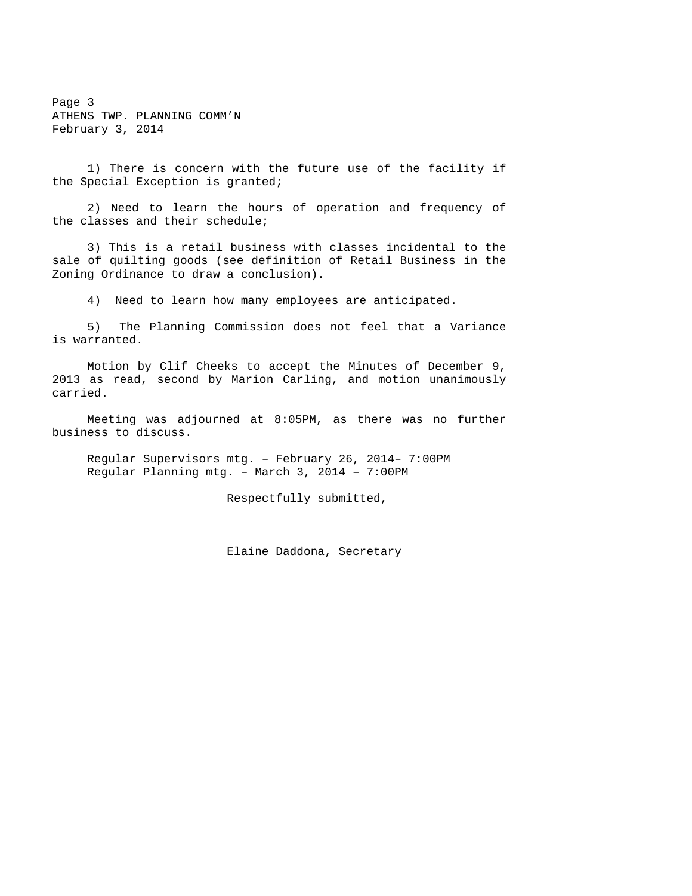1) There is concern with the future use of the facility if the Special Exception is granted;

2) Need to learn the hours of operation and frequency of the classes and their schedule;

3) This is a retail business with classes incidental to the sale of quilting goods (see definition of Retail Business in the Zoning Ordinance to draw a conclusion).

4) Need to learn how many employees are anticipated.

5) The Planning Commission does not feel that a Variance is warranted.

Motion by Clif Cheeks to accept the Minutes of December 9, 2013 as read, second by Marion Carling, and motion unanimously carried.

Meeting was adjourned at 8:05PM, as there was no further business to discuss.

Regular Supervisors mtg. – February 26, 2014– 7:00PM
Regular Planning mtg. – March 3, 2014 – 7:00PM

Respectfully submitted,

Elaine Daddona, Secretary